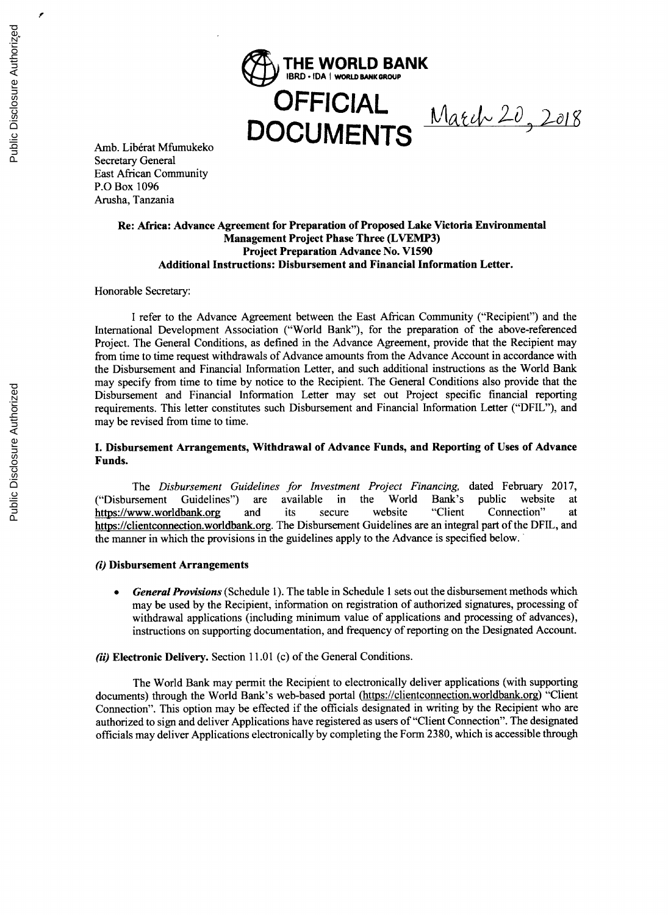**THE WORLD BANK**
IBRD • IDA | WORLD BANK GROUP

**OFFICIAL DOCUMENTS**

March 20, 2018

Amb. Libérat Mfumukeko
Secretary General
East African Community
P.O Box 1096
Arusha, Tanzania

**Re: Africa: Advance Agreement for Preparation of Proposed Lake Victoria Environmental Management Project Phase Three (LVEMP3)**
**Project Preparation Advance No. V1590**
**Additional Instructions: Disbursement and Financial Information Letter.**

Honorable Secretary:

I refer to the Advance Agreement between the East African Community ("Recipient") and the International Development Association ("World Bank"), for the preparation of the above-referenced Project. The General Conditions, as defined in the Advance Agreement, provide that the Recipient may from time to time request withdrawals of Advance amounts from the Advance Account in accordance with the Disbursement and Financial Information Letter, and such additional instructions as the World Bank may specify from time to time by notice to the Recipient. The General Conditions also provide that the Disbursement and Financial Information Letter may set out Project specific financial reporting requirements. This letter constitutes such Disbursement and Financial Information Letter ("DFIL"), and may be revised from time to time.

## I. Disbursement Arrangements, Withdrawal of Advance Funds, and Reporting of Uses of Advance Funds.

The *Disbursement Guidelines for Investment Project Financing,* dated February 2017, ("Disbursement Guidelines") are available in the World Bank's public website at https://www.worldbank.org and its secure website "Client Connection" at https://clientconnection.worldbank.org. The Disbursement Guidelines are an integral part of the DFIL, and the manner in which the provisions in the guidelines apply to the Advance is specified below.

### *(i)* Disbursement Arrangements

- ***General Provisions*** (Schedule 1). The table in Schedule 1 sets out the disbursement methods which may be used by the Recipient, information on registration of authorized signatures, processing of withdrawal applications (including minimum value of applications and processing of advances), instructions on supporting documentation, and frequency of reporting on the Designated Account.

***(ii)* Electronic Delivery.** Section 11.01 (c) of the General Conditions.

The World Bank may permit the Recipient to electronically deliver applications (with supporting documents) through the World Bank's web-based portal (https://clientconnection.worldbank.org) "Client Connection". This option may be effected if the officials designated in writing by the Recipient who are authorized to sign and deliver Applications have registered as users of "Client Connection". The designated officials may deliver Applications electronically by completing the Form 2380, which is accessible through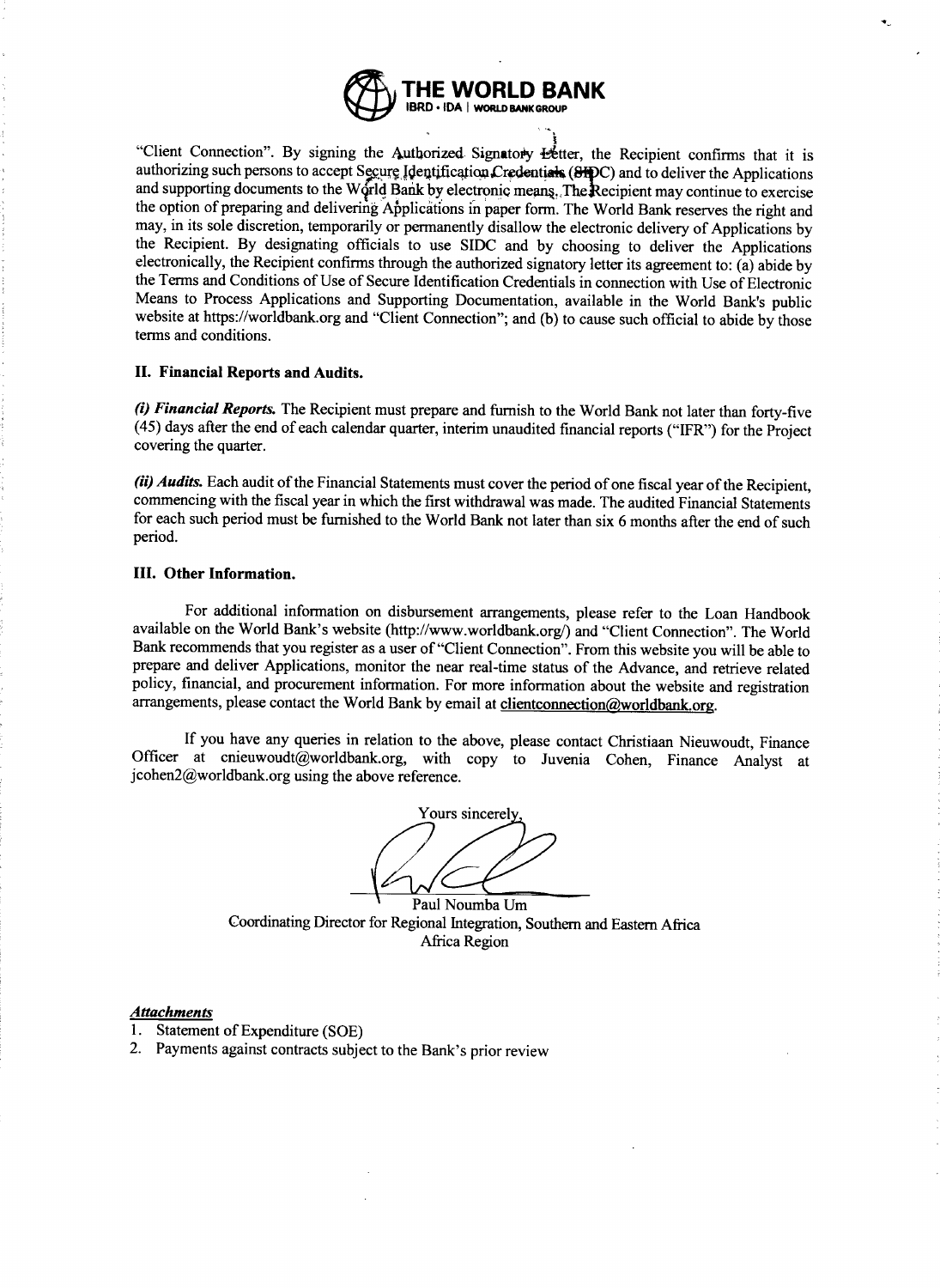"Client Connection". By signing the Authorized Signatory Letter, the Recipient confirms that it is authorizing such persons to accept Secure Identification Credentials (SIDC) and to deliver the Applications and supporting documents to the World Bank by electronic means. The Recipient may continue to exercise the option of preparing and delivering Applications in paper form. The World Bank reserves the right and may, in its sole discretion, temporarily or permanently disallow the electronic delivery of Applications by the Recipient. By designating officials to use SIDC and by choosing to deliver the Applications electronically, the Recipient confirms through the authorized signatory letter its agreement to: (a) abide by the Terms and Conditions of Use of Secure Identification Credentials in connection with Use of Electronic Means to Process Applications and Supporting Documentation, available in the World Bank's public website at https://worldbank.org and "Client Connection"; and (b) to cause such official to abide by those terms and conditions.

### II. Financial Reports and Audits.

***(i) Financial Reports.*** The Recipient must prepare and furnish to the World Bank not later than forty-five (45) days after the end of each calendar quarter, interim unaudited financial reports ("IFR") for the Project covering the quarter.

***(ii) Audits.*** Each audit of the Financial Statements must cover the period of one fiscal year of the Recipient, commencing with the fiscal year in which the first withdrawal was made. The audited Financial Statements for each such period must be furnished to the World Bank not later than six 6 months after the end of such period.

### III. Other Information.

For additional information on disbursement arrangements, please refer to the Loan Handbook available on the World Bank's website (http://www.worldbank.org/) and "Client Connection". The World Bank recommends that you register as a user of "Client Connection". From this website you will be able to prepare and deliver Applications, monitor the near real-time status of the Advance, and retrieve related policy, financial, and procurement information. For more information about the website and registration arrangements, please contact the World Bank by email at clientconnection@worldbank.org.

If you have any queries in relation to the above, please contact Christiaan Nieuwoudt, Finance Officer at cnieuwoudt@worldbank.org, with copy to Juvenia Cohen, Finance Analyst at jcohen2@worldbank.org using the above reference.

Yours sincerely,

Paul Noumba Um
Coordinating Director for Regional Integration, Southern and Eastern Africa
Africa Region

***Attachments***

1. Statement of Expenditure (SOE)
2. Payments against contracts subject to the Bank's prior review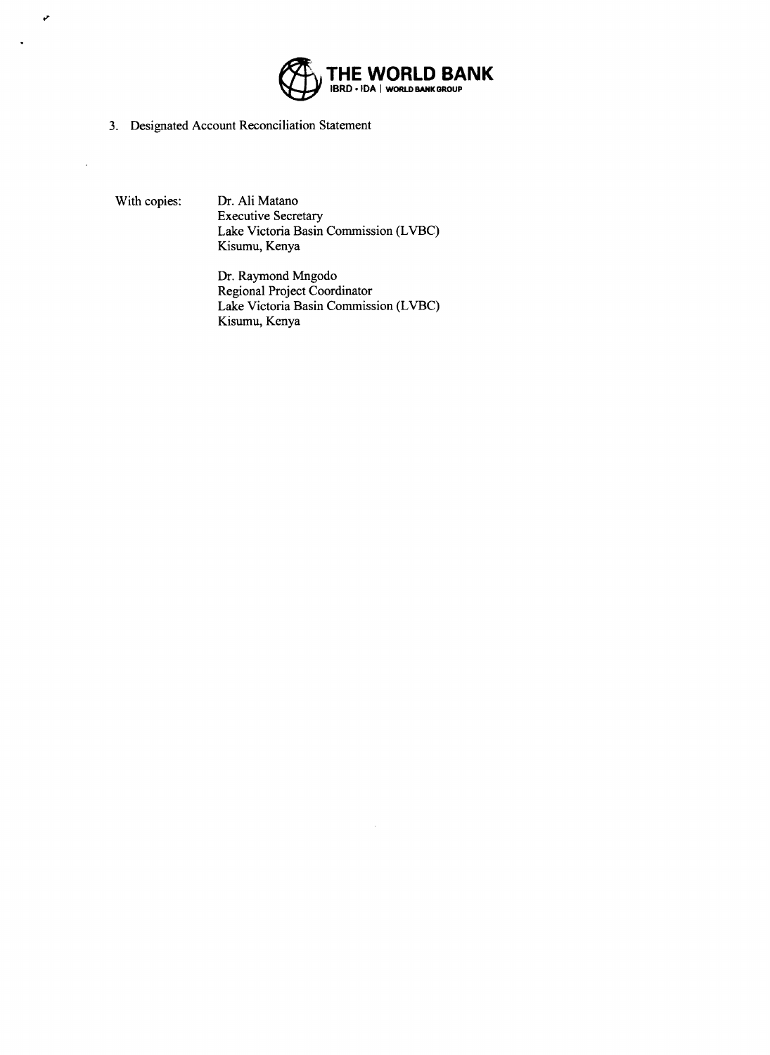**THE WORLD BANK**
IBRD • IDA | WORLD BANK GROUP

3. Designated Account Reconciliation Statement

With copies:

Dr. Ali Matano
Executive Secretary
Lake Victoria Basin Commission (LVBC)
Kisumu, Kenya

Dr. Raymond Mngodo
Regional Project Coordinator
Lake Victoria Basin Commission (LVBC)
Kisumu, Kenya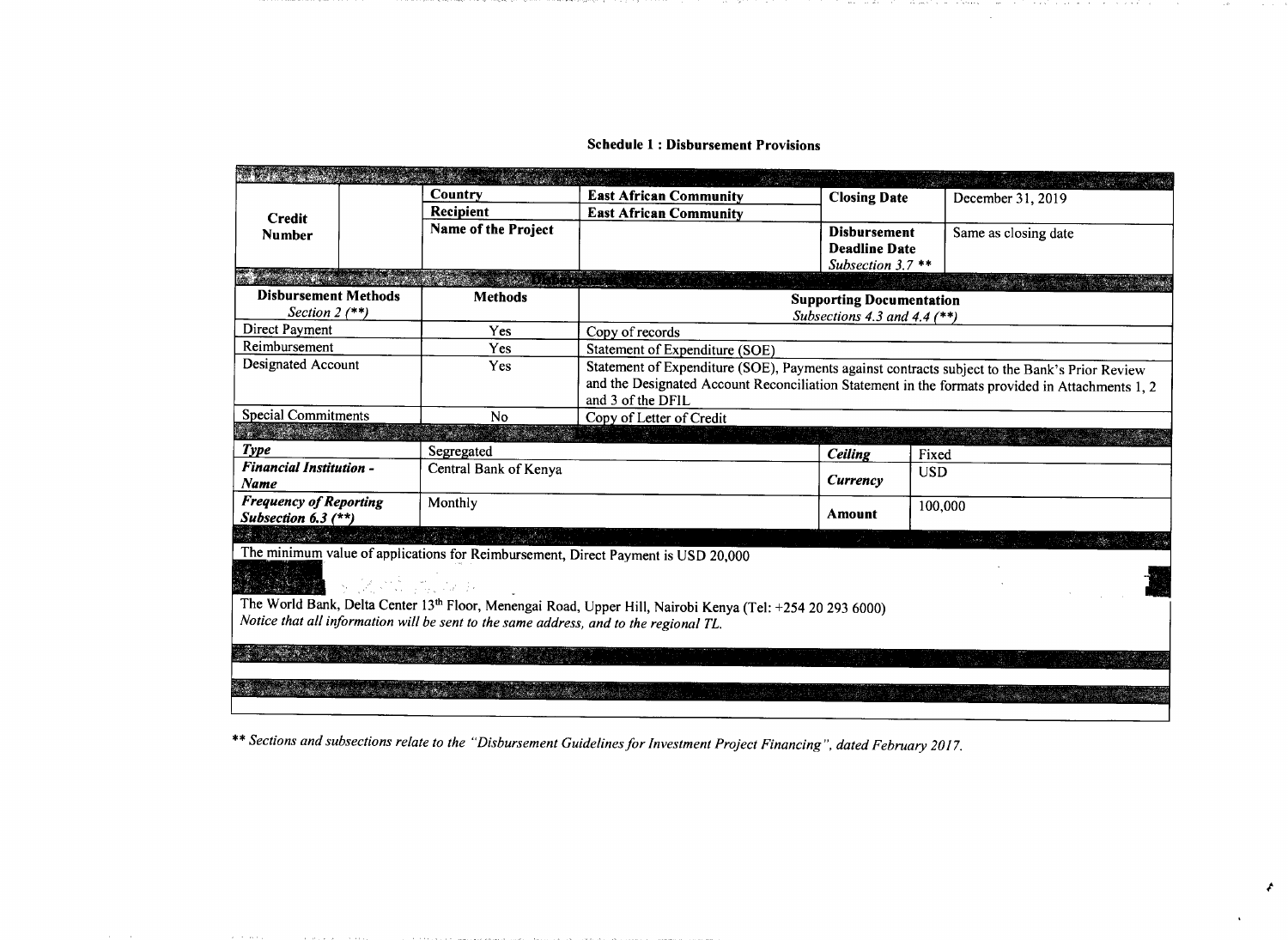**Schedule 1 : Disbursement Provisions**

| | | | | | |
|---|---|---|---|---|---|
| **Credit Number** | | **Country** | **East African Community** | **Closing Date** | December 31, 2019 |
| | | **Recipient** | **East African Community** | | |
| | | **Name of the Project** | | **Disbursement Deadline Date** *Subsection 3.7 \*\** | Same as closing date |
| **Disbursement Methods** *Section 2 (\*\*)* | | **Methods** | **Supporting Documentation** *Subsections 4.3 and 4.4 (\*\*)* | | |
| Direct Payment | | Yes | Copy of records | | |
| Reimbursement | | Yes | Statement of Expenditure (SOE) | | |
| Designated Account | | Yes | Statement of Expenditure (SOE), Payments against contracts subject to the Bank's Prior Review and the Designated Account Reconciliation Statement in the formats provided in Attachments 1, 2 and 3 of the DFIL | | |
| Special Commitments | | No | Copy of Letter of Credit | | |
| ***Type*** | | Segregated | | ***Ceiling*** | Fixed |
| ***Financial Institution - Name*** | | Central Bank of Kenya | | ***Currency*** | USD |
| ***Frequency of Reporting Subsection 6.3 (\*\*)*** | | Monthly | | **Amount** | 100,000 |

The minimum value of applications for Reimbursement, Direct Payment is USD 20,000

The World Bank, Delta Center 13th Floor, Menengai Road, Upper Hill, Nairobi Kenya (Tel: +254 20 293 6000)
*Notice that all information will be sent to the same address, and to the regional TL.*

*\*\* Sections and subsections relate to the "Disbursement Guidelines for Investment Project Financing", dated February 2017.*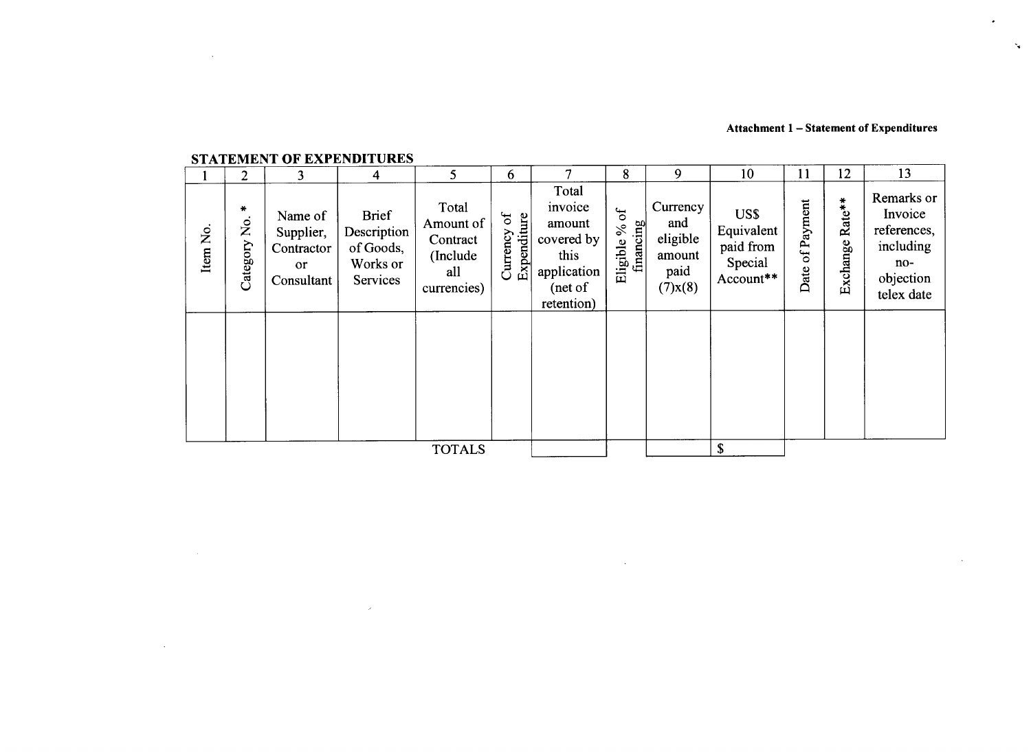**Attachment 1 – Statement of Expenditures**

## STATEMENT OF EXPENDITURES

| 1 | 2 | 3 | 4 | 5 | 6 | 7 | 8 | 9 | 10 | 11 | 12 | 13 |
|---|---|---|---|---|---|---|---|---|---|---|---|---|
| Item No. | Category No. * | Name of Supplier, Contractor or Consultant | Brief Description of Goods, Works or Services | Total Amount of Contract (Include all currencies) | Currency of Expenditure | Total invoice amount covered by this application (net of retention) | Eligible % of financing | Currency and eligible amount paid (7)x(8) | US$ Equivalent paid from Special Account** | Date of Payment | Exchange Rate** | Remarks or Invoice references, including no-objection telex date |
| | | | | | | | | | | | | |
| | | | | TOTALS | | | | | $ | | | |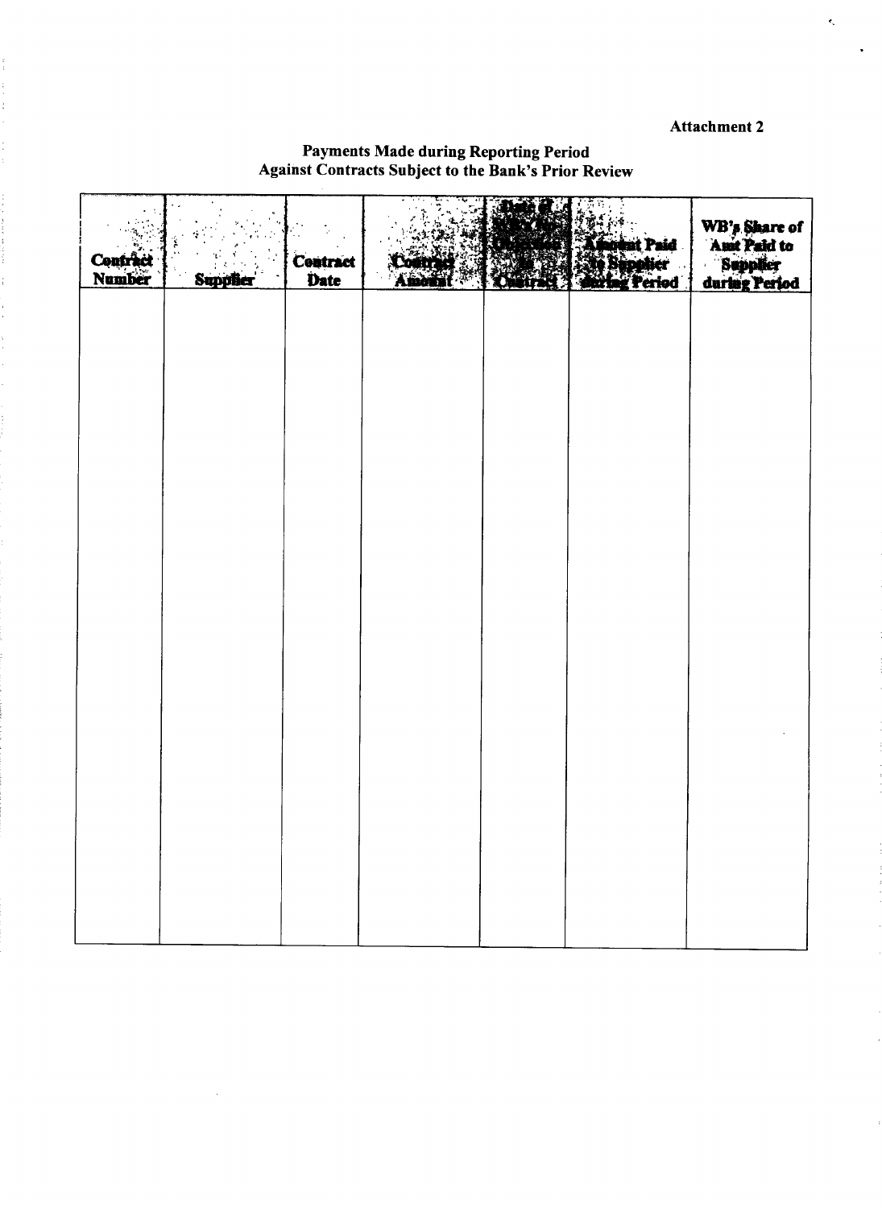Attachment 2

## Payments Made during Reporting Period Against Contracts Subject to the Bank's Prior Review

| Contract Number | Supplier | Contract Date | Contract Amount | Date of Bank's No Objection to Contract | Amount Paid to Supplier during Period | WB's Share of Amt Paid to Supplier during Period |
|---|---|---|---|---|---|---|
| | | | | | | |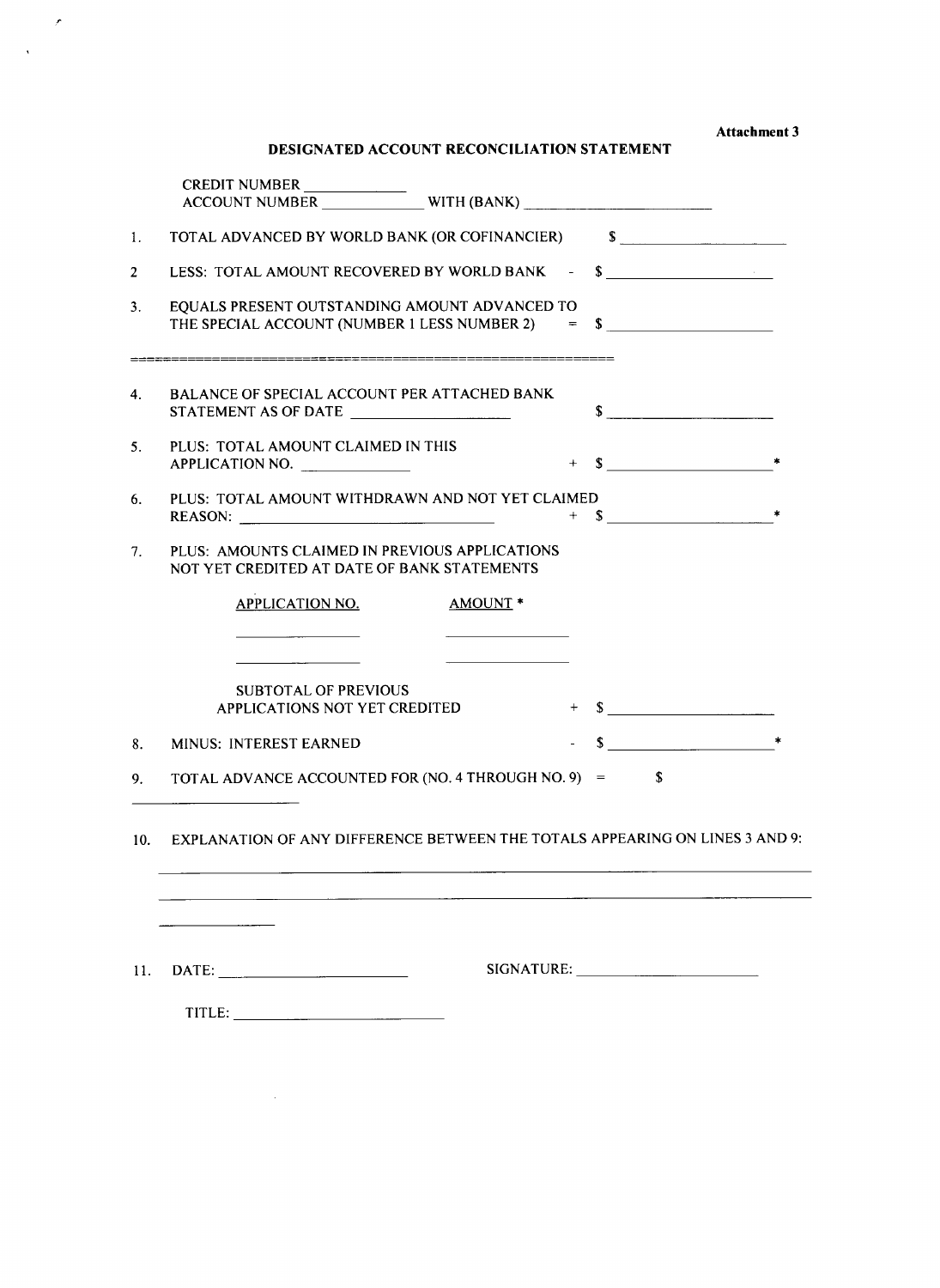**Attachment 3**

# DESIGNATED ACCOUNT RECONCILIATION STATEMENT

CREDIT NUMBER \_\_\_\_\_\_\_\_\_\_\_\_
ACCOUNT NUMBER \_\_\_\_\_\_\_\_\_\_\_\_ WITH (BANK) \_\_\_\_\_\_\_\_\_\_\_\_\_\_\_\_\_\_\_\_\_\_

1. TOTAL ADVANCED BY WORLD BANK (OR COFINANCIER) $ \_\_\_\_\_\_\_\_\_\_\_\_\_\_\_\_\_\_
2. LESS: TOTAL AMOUNT RECOVERED BY WORLD BANK - $ \_\_\_\_\_\_\_\_\_\_\_\_\_\_\_\_\_\_
3. EQUALS PRESENT OUTSTANDING AMOUNT ADVANCED TO THE SPECIAL ACCOUNT (NUMBER 1 LESS NUMBER 2) = $ \_\_\_\_\_\_\_\_\_\_\_\_\_\_\_\_\_\_

---

4. BALANCE OF SPECIAL ACCOUNT PER ATTACHED BANK STATEMENT AS OF DATE \_\_\_\_\_\_\_\_\_\_\_\_\_\_\_\_\_\_ $ \_\_\_\_\_\_\_\_\_\_\_\_\_\_\_\_\_\_
5. PLUS: TOTAL AMOUNT CLAIMED IN THIS APPLICATION NO. \_\_\_\_\_\_\_\_\_\_\_\_ + $ \_\_\_\_\_\_\_\_\_\_\_\_\_\_\_\_\_\_ *
6. PLUS: TOTAL AMOUNT WITHDRAWN AND NOT YET CLAIMED REASON: \_\_\_\_\_\_\_\_\_\_\_\_\_\_\_\_\_\_\_\_\_\_\_\_\_\_\_\_ + $ \_\_\_\_\_\_\_\_\_\_\_\_\_\_\_\_\_\_ *
7. PLUS: AMOUNTS CLAIMED IN PREVIOUS APPLICATIONS NOT YET CREDITED AT DATE OF BANK STATEMENTS

| APPLICATION NO. | AMOUNT * |
|---|---|
| \_\_\_\_\_\_\_\_\_\_\_\_ | \_\_\_\_\_\_\_\_\_\_\_\_ |
| \_\_\_\_\_\_\_\_\_\_\_\_ | \_\_\_\_\_\_\_\_\_\_\_\_ |

SUBTOTAL OF PREVIOUS APPLICATIONS NOT YET CREDITED + $ \_\_\_\_\_\_\_\_\_\_\_\_\_\_\_\_\_\_

8. MINUS: INTEREST EARNED - $ \_\_\_\_\_\_\_\_\_\_\_\_\_\_\_\_\_\_ *
9. TOTAL ADVANCE ACCOUNTED FOR (NO. 4 THROUGH NO. 9) = $

\_\_\_\_\_\_\_\_\_\_\_\_\_\_\_\_\_\_

10. EXPLANATION OF ANY DIFFERENCE BETWEEN THE TOTALS APPEARING ON LINES 3 AND 9:

\_\_\_\_\_\_\_\_\_\_\_\_\_\_\_\_\_\_\_\_\_\_\_\_\_\_\_\_\_\_\_\_\_\_\_\_\_\_\_\_\_\_\_\_\_\_\_\_\_\_\_\_\_\_\_\_\_\_\_\_\_\_\_\_\_\_\_\_

\_\_\_\_\_\_\_\_\_\_\_\_\_\_\_\_\_\_\_\_\_\_\_\_\_\_\_\_\_\_\_\_\_\_\_\_\_\_\_\_\_\_\_\_\_\_\_\_\_\_\_\_\_\_\_\_\_\_\_\_\_\_\_\_\_\_\_\_

\_\_\_\_\_\_\_\_\_\_\_\_

11. DATE: \_\_\_\_\_\_\_\_\_\_\_\_\_\_\_\_\_\_\_\_ SIGNATURE: \_\_\_\_\_\_\_\_\_\_\_\_\_\_\_\_\_\_\_\_

TITLE: \_\_\_\_\_\_\_\_\_\_\_\_\_\_\_\_\_\_\_\_\_\_\_\_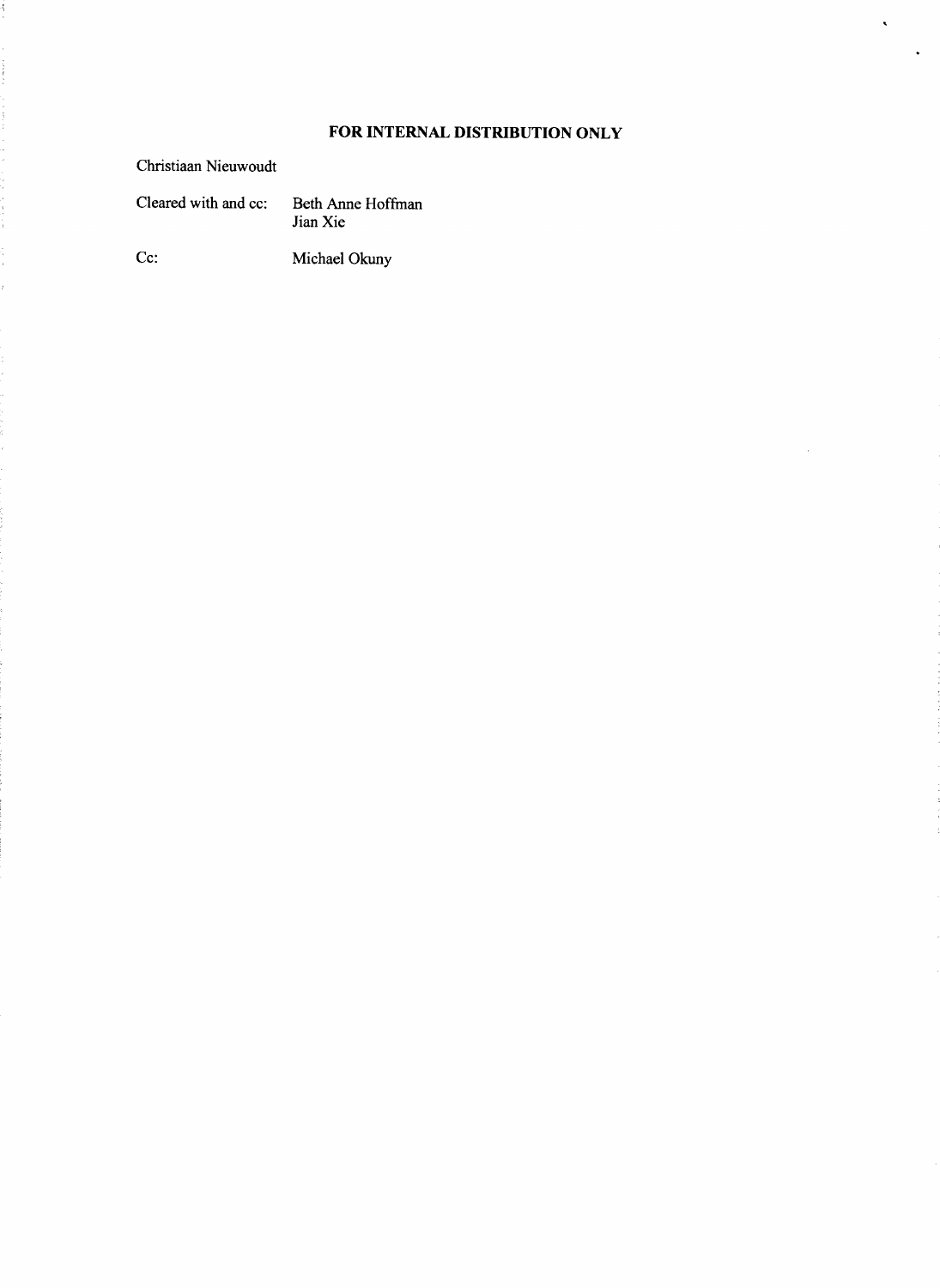**FOR INTERNAL DISTRIBUTION ONLY**

Christiaan Nieuwoudt

| | |
|---|---|
| Cleared with and cc: | Beth Anne Hoffman<br>Jian Xie |
| Cc: | Michael Okuny |